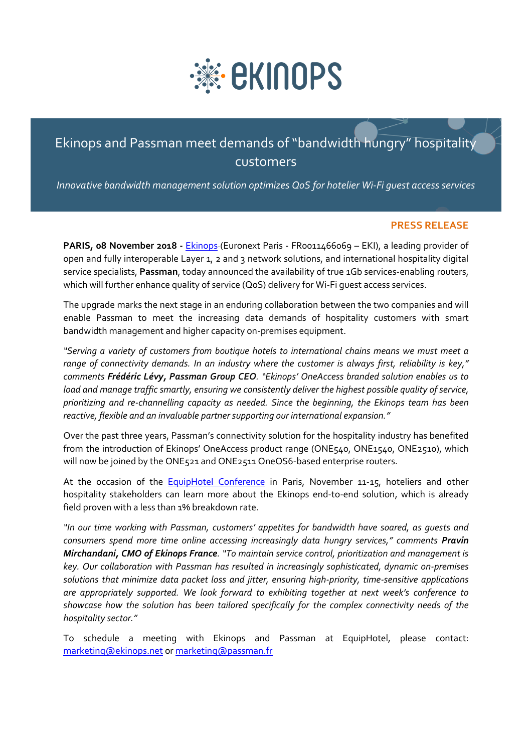# Ekinops and Passman meet demands of "bandwidth hungry" hospitality customers

*Innovative bandwidth management solution optimizes QoS for hotelier Wi-Fi guest access services*

**PRESS RELEASE**

**PARIS, 08 November 2018 -** Ekinops (Euronext Paris - FR0011466069 – EKI), a leading provider of open and fully interoperable Layer 1, 2 and 3 network solutions, and international hospitality digital service specialists, **Passman**, today announced the availability of true 1Gb services-enabling routers, which will further enhance quality of service (QoS) delivery for Wi-Fi guest access services.

The upgrade marks the next stage in an enduring collaboration between the two companies and will enable Passman to meet the increasing data demands of hospitality customers with smart bandwidth management and higher capacity on-premises equipment.

*"Serving a variety of customers from boutique hotels to international chains means we must meet a range of connectivity demands. In an industry where the customer is always first, reliability is key,"* comments ***Frédéric Lévy, Passman Group CEO***. *"Ekinops' OneAccess branded solution enables us to load and manage traffic smartly, ensuring we consistently deliver the highest possible quality of service, prioritizing and re-channelling capacity as needed. Since the beginning, the Ekinops team has been reactive, flexible and an invaluable partner supporting our international expansion."*

Over the past three years, Passman's connectivity solution for the hospitality industry has benefited from the introduction of Ekinops' OneAccess product range (ONE540, ONE1540, ONE2510), which will now be joined by the ONE521 and ONE2511 OneOS6-based enterprise routers.

At the occasion of the EquipHotel Conference in Paris, November 11-15, hoteliers and other hospitality stakeholders can learn more about the Ekinops end-to-end solution, which is already field proven with a less than 1% breakdown rate.

*"In our time working with Passman, customers' appetites for bandwidth have soared, as guests and consumers spend more time online accessing increasingly data hungry services,"* comments ***Pravin Mirchandani, CMO of Ekinops France***. *"To maintain service control, prioritization and management is key. Our collaboration with Passman has resulted in increasingly sophisticated, dynamic on-premises solutions that minimize data packet loss and jitter, ensuring high-priority, time-sensitive applications are appropriately supported. We look forward to exhibiting together at next week's conference to showcase how the solution has been tailored specifically for the complex connectivity needs of the hospitality sector."*

To schedule a meeting with Ekinops and Passman at EquipHotel, please contact: marketing@ekinops.net or marketing@passman.fr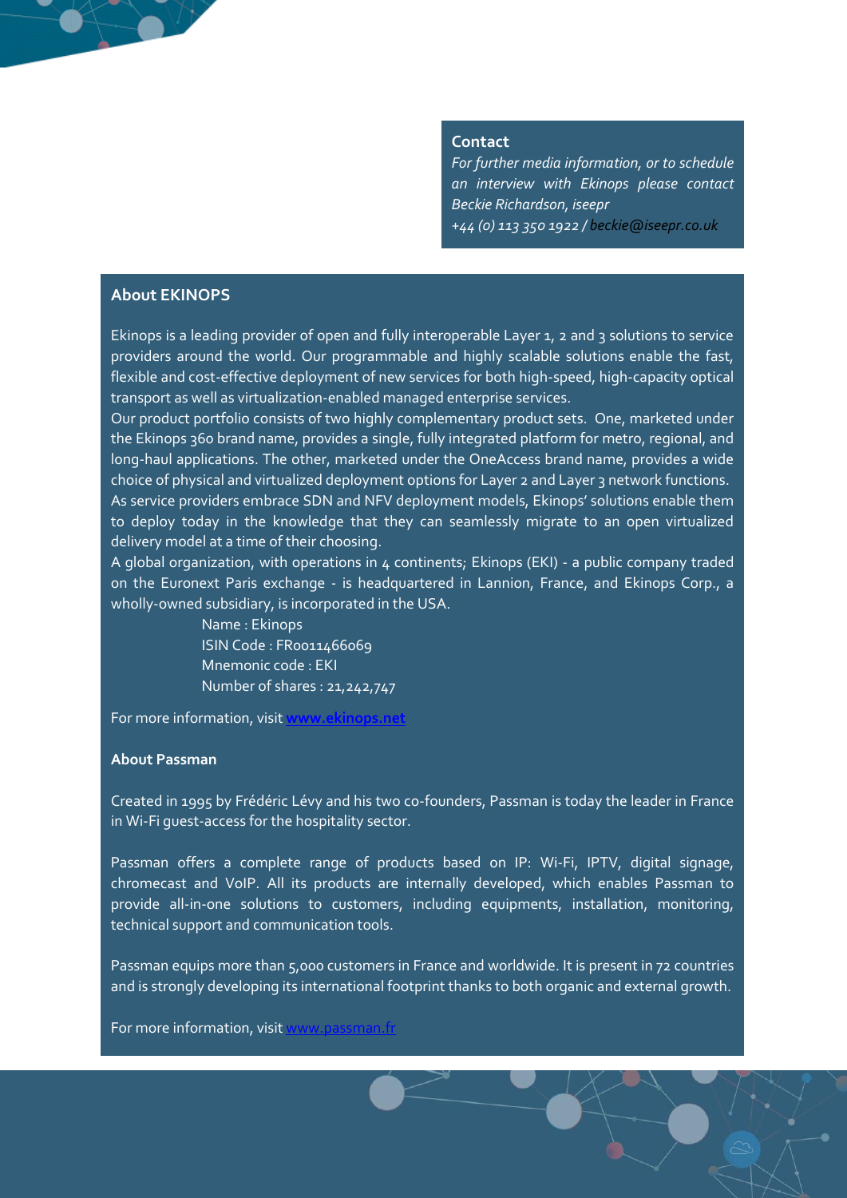**Contact**

*For further media information, or to schedule an interview with Ekinops please contact Beckie Richardson, iseepr*
*+44 (0) 113 350 1922 / beckie@iseepr.co.uk*

## About EKINOPS

Ekinops is a leading provider of open and fully interoperable Layer 1, 2 and 3 solutions to service providers around the world. Our programmable and highly scalable solutions enable the fast, flexible and cost-effective deployment of new services for both high-speed, high-capacity optical transport as well as virtualization-enabled managed enterprise services.
Our product portfolio consists of two highly complementary product sets. One, marketed under the Ekinops 360 brand name, provides a single, fully integrated platform for metro, regional, and long-haul applications. The other, marketed under the OneAccess brand name, provides a wide choice of physical and virtualized deployment options for Layer 2 and Layer 3 network functions.
As service providers embrace SDN and NFV deployment models, Ekinops' solutions enable them to deploy today in the knowledge that they can seamlessly migrate to an open virtualized delivery model at a time of their choosing.
A global organization, with operations in 4 continents; Ekinops (EKI) - a public company traded on the Euronext Paris exchange - is headquartered in Lannion, France, and Ekinops Corp., a wholly-owned subsidiary, is incorporated in the USA.

Name : Ekinops
ISIN Code : FR0011466069
Mnemonic code : EKI
Number of shares : 21,242,747

For more information, visit **www.ekinops.net**

### About Passman

Created in 1995 by Frédéric Lévy and his two co-founders, Passman is today the leader in France in Wi-Fi guest-access for the hospitality sector.

Passman offers a complete range of products based on IP: Wi-Fi, IPTV, digital signage, chromecast and VoIP. All its products are internally developed, which enables Passman to provide all-in-one solutions to customers, including equipments, installation, monitoring, technical support and communication tools.

Passman equips more than 5,000 customers in France and worldwide. It is present in 72 countries and is strongly developing its international footprint thanks to both organic and external growth.

For more information, visit www.passman.fr